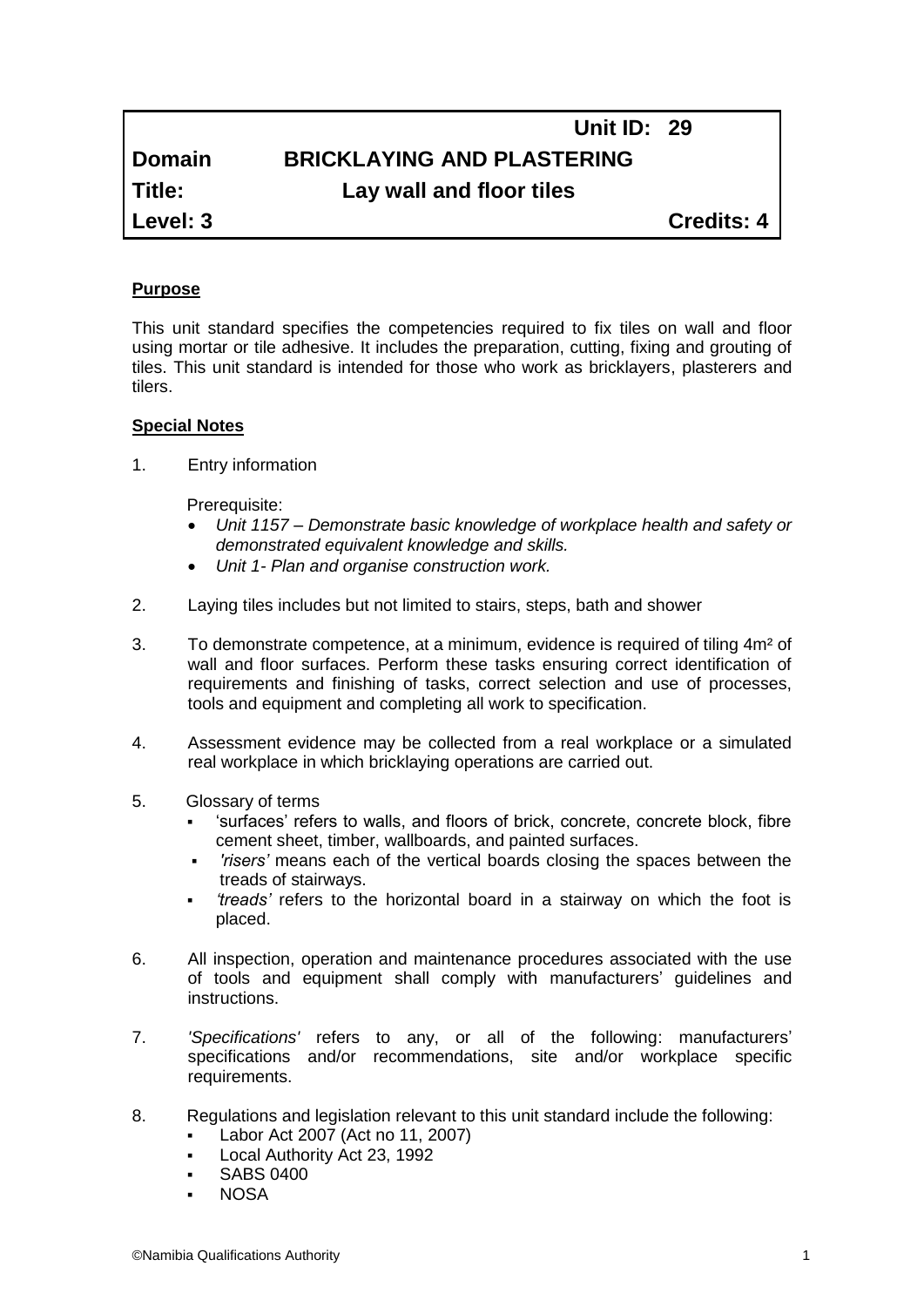| | | Unit ID: 29 |
|---|---|---|
| **Domain** | **BRICKLAYING AND PLASTERING** | |
| **Title:** | **Lay wall and floor tiles** | |
| **Level: 3** | | **Credits: 4** |

**Purpose**

This unit standard specifies the competencies required to fix tiles on wall and floor using mortar or tile adhesive. It includes the preparation, cutting, fixing and grouting of tiles. This unit standard is intended for those who work as bricklayers, plasterers and tilers.

**Special Notes**

1. Entry information

   Prerequisite:
   - *Unit 1157 – Demonstrate basic knowledge of workplace health and safety or demonstrated equivalent knowledge and skills.*
   - *Unit 1- Plan and organise construction work.*

2. Laying tiles includes but not limited to stairs, steps, bath and shower

3. To demonstrate competence, at a minimum, evidence is required of tiling 4m² of wall and floor surfaces. Perform these tasks ensuring correct identification of requirements and finishing of tasks, correct selection and use of processes, tools and equipment and completing all work to specification.

4. Assessment evidence may be collected from a real workplace or a simulated real workplace in which bricklaying operations are carried out.

5. Glossary of terms
   - 'surfaces' refers to walls, and floors of brick, concrete, concrete block, fibre cement sheet, timber, wallboards, and painted surfaces.
   - *'risers'* means each of the vertical boards closing the spaces between the treads of stairways.
   - *'treads'* refers to the horizontal board in a stairway on which the foot is placed.

6. All inspection, operation and maintenance procedures associated with the use of tools and equipment shall comply with manufacturers' guidelines and instructions.

7. *'Specifications'* refers to any, or all of the following: manufacturers' specifications and/or recommendations, site and/or workplace specific requirements.

8. Regulations and legislation relevant to this unit standard include the following:
   - Labor Act 2007 (Act no 11, 2007)
   - Local Authority Act 23, 1992
   - SABS 0400
   - NOSA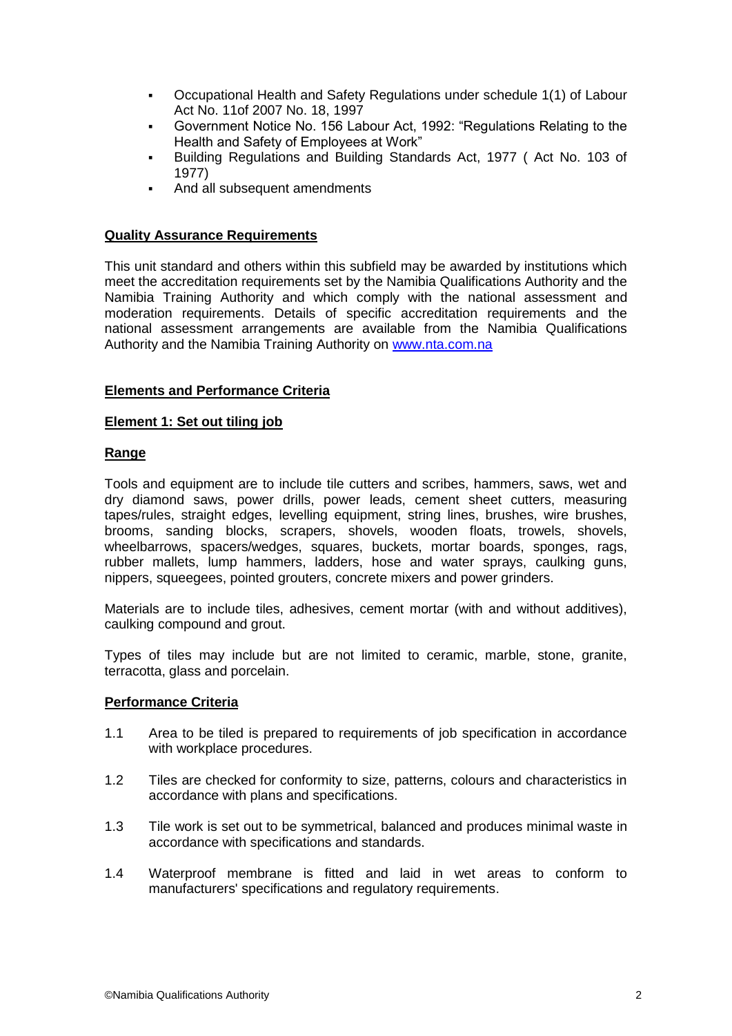- Occupational Health and Safety Regulations under schedule 1(1) of Labour Act No. 11of 2007 No. 18, 1997
- Government Notice No. 156 Labour Act, 1992: “Regulations Relating to the Health and Safety of Employees at Work”
- Building Regulations and Building Standards Act, 1977 ( Act No. 103 of 1977)
- And all subsequent amendments

**Quality Assurance Requirements**

This unit standard and others within this subfield may be awarded by institutions which meet the accreditation requirements set by the Namibia Qualifications Authority and the Namibia Training Authority and which comply with the national assessment and moderation requirements. Details of specific accreditation requirements and the national assessment arrangements are available from the Namibia Qualifications Authority and the Namibia Training Authority on www.nta.com.na

**Elements and Performance Criteria**

**Element 1: Set out tiling job**

**Range**

Tools and equipment are to include tile cutters and scribes, hammers, saws, wet and dry diamond saws, power drills, power leads, cement sheet cutters, measuring tapes/rules, straight edges, levelling equipment, string lines, brushes, wire brushes, brooms, sanding blocks, scrapers, shovels, wooden floats, trowels, shovels, wheelbarrows, spacers/wedges, squares, buckets, mortar boards, sponges, rags, rubber mallets, lump hammers, ladders, hose and water sprays, caulking guns, nippers, squeegees, pointed grouters, concrete mixers and power grinders.

Materials are to include tiles, adhesives, cement mortar (with and without additives), caulking compound and grout.

Types of tiles may include but are not limited to ceramic, marble, stone, granite, terracotta, glass and porcelain.

**Performance Criteria**

1.1 Area to be tiled is prepared to requirements of job specification in accordance with workplace procedures.

1.2 Tiles are checked for conformity to size, patterns, colours and characteristics in accordance with plans and specifications.

1.3 Tile work is set out to be symmetrical, balanced and produces minimal waste in accordance with specifications and standards.

1.4 Waterproof membrane is fitted and laid in wet areas to conform to manufacturers' specifications and regulatory requirements.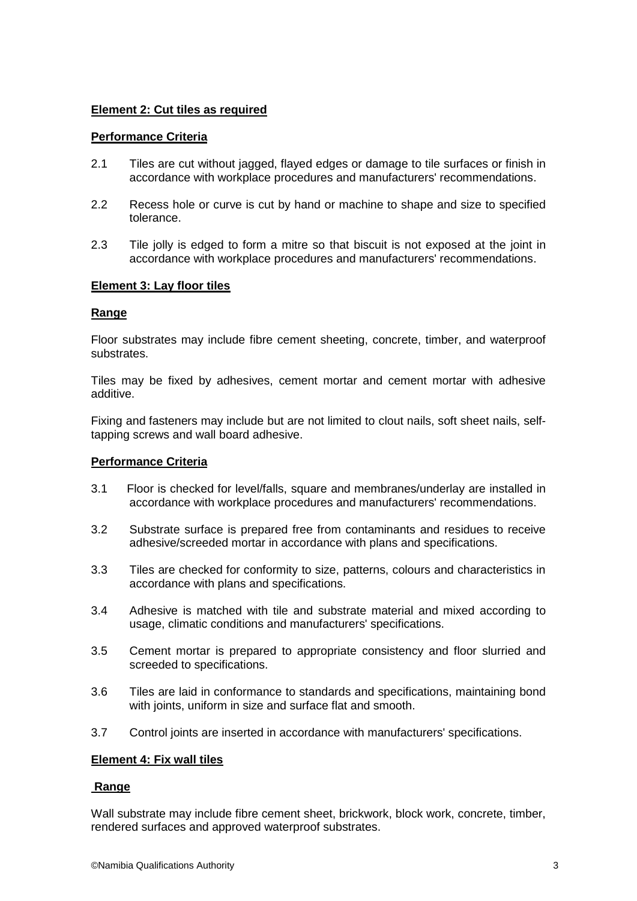**Element 2: Cut tiles as required**

**Performance Criteria**

2.1 Tiles are cut without jagged, flayed edges or damage to tile surfaces or finish in accordance with workplace procedures and manufacturers' recommendations.

2.2 Recess hole or curve is cut by hand or machine to shape and size to specified tolerance.

2.3 Tile jolly is edged to form a mitre so that biscuit is not exposed at the joint in accordance with workplace procedures and manufacturers' recommendations.

**Element 3: Lay floor tiles**

**Range**

Floor substrates may include fibre cement sheeting, concrete, timber, and waterproof substrates.

Tiles may be fixed by adhesives, cement mortar and cement mortar with adhesive additive.

Fixing and fasteners may include but are not limited to clout nails, soft sheet nails, self-tapping screws and wall board adhesive.

**Performance Criteria**

3.1 Floor is checked for level/falls, square and membranes/underlay are installed in accordance with workplace procedures and manufacturers' recommendations.

3.2 Substrate surface is prepared free from contaminants and residues to receive adhesive/screeded mortar in accordance with plans and specifications.

3.3 Tiles are checked for conformity to size, patterns, colours and characteristics in accordance with plans and specifications.

3.4 Adhesive is matched with tile and substrate material and mixed according to usage, climatic conditions and manufacturers' specifications.

3.5 Cement mortar is prepared to appropriate consistency and floor slurried and screeded to specifications.

3.6 Tiles are laid in conformance to standards and specifications, maintaining bond with joints, uniform in size and surface flat and smooth.

3.7 Control joints are inserted in accordance with manufacturers' specifications.

**Element 4: Fix wall tiles**

**Range**

Wall substrate may include fibre cement sheet, brickwork, block work, concrete, timber, rendered surfaces and approved waterproof substrates.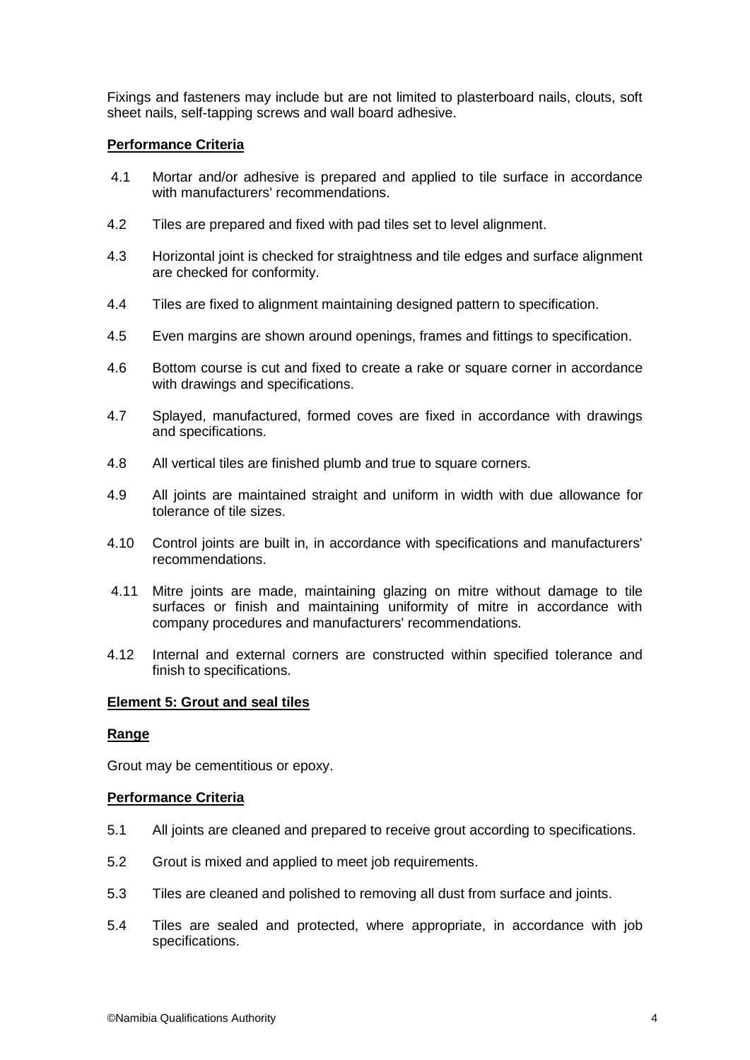Fixings and fasteners may include but are not limited to plasterboard nails, clouts, soft sheet nails, self-tapping screws and wall board adhesive.

**Performance Criteria**

4.1 Mortar and/or adhesive is prepared and applied to tile surface in accordance with manufacturers' recommendations.

4.2 Tiles are prepared and fixed with pad tiles set to level alignment.

4.3 Horizontal joint is checked for straightness and tile edges and surface alignment are checked for conformity.

4.4 Tiles are fixed to alignment maintaining designed pattern to specification.

4.5 Even margins are shown around openings, frames and fittings to specification.

4.6 Bottom course is cut and fixed to create a rake or square corner in accordance with drawings and specifications.

4.7 Splayed, manufactured, formed coves are fixed in accordance with drawings and specifications.

4.8 All vertical tiles are finished plumb and true to square corners.

4.9 All joints are maintained straight and uniform in width with due allowance for tolerance of tile sizes.

4.10 Control joints are built in, in accordance with specifications and manufacturers' recommendations.

4.11 Mitre joints are made, maintaining glazing on mitre without damage to tile surfaces or finish and maintaining uniformity of mitre in accordance with company procedures and manufacturers' recommendations.

4.12 Internal and external corners are constructed within specified tolerance and finish to specifications.

**Element 5: Grout and seal tiles**

**Range**

Grout may be cementitious or epoxy.

**Performance Criteria**

5.1 All joints are cleaned and prepared to receive grout according to specifications.

5.2 Grout is mixed and applied to meet job requirements.

5.3 Tiles are cleaned and polished to removing all dust from surface and joints.

5.4 Tiles are sealed and protected, where appropriate, in accordance with job specifications.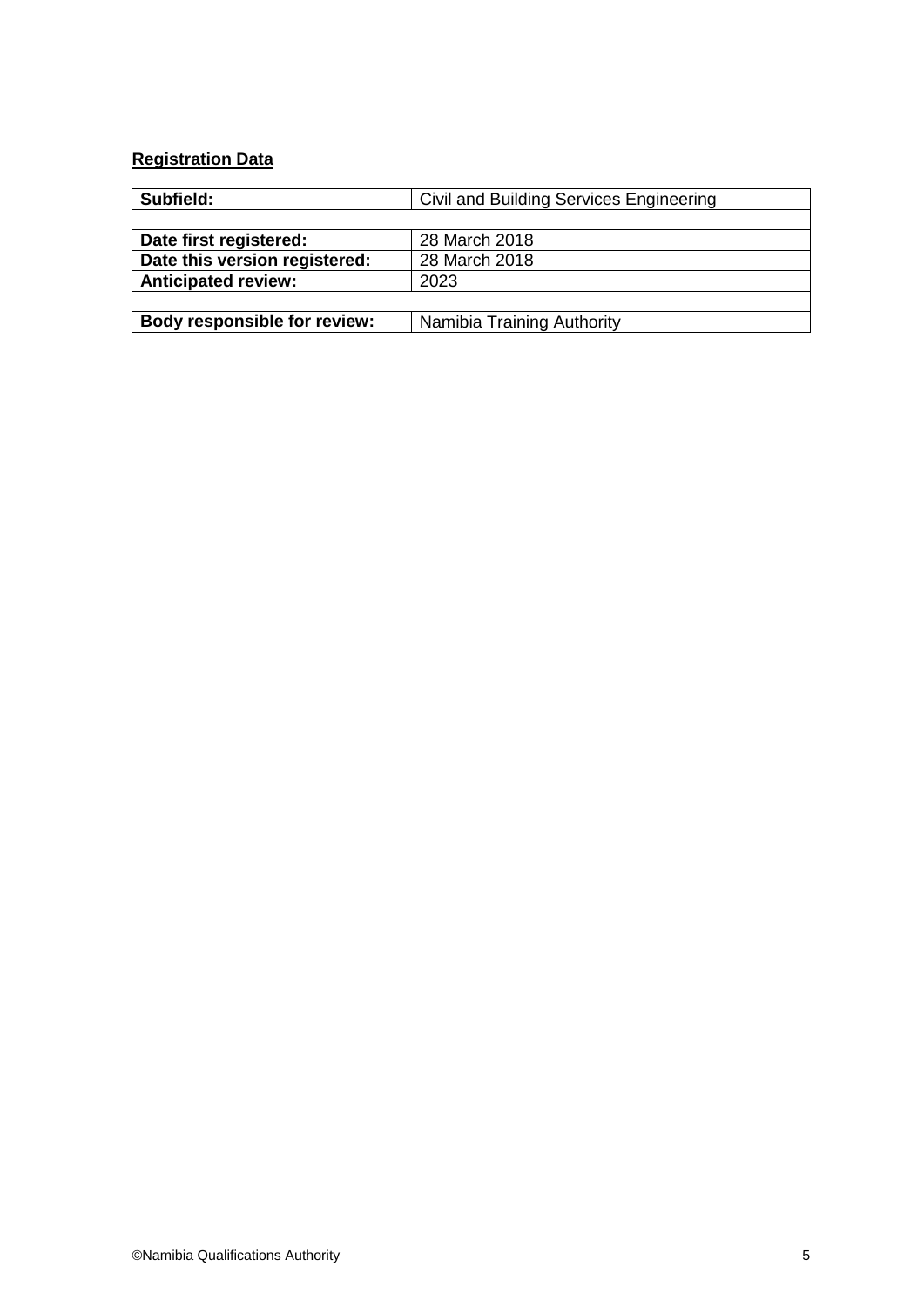**Registration Data**

| | |
|---|---|
| **Subfield:** | Civil and Building Services Engineering |
| | |
| **Date first registered:** | 28 March 2018 |
| **Date this version registered:** | 28 March 2018 |
| **Anticipated review:** | 2023 |
| | |
| **Body responsible for review:** | Namibia Training Authority |